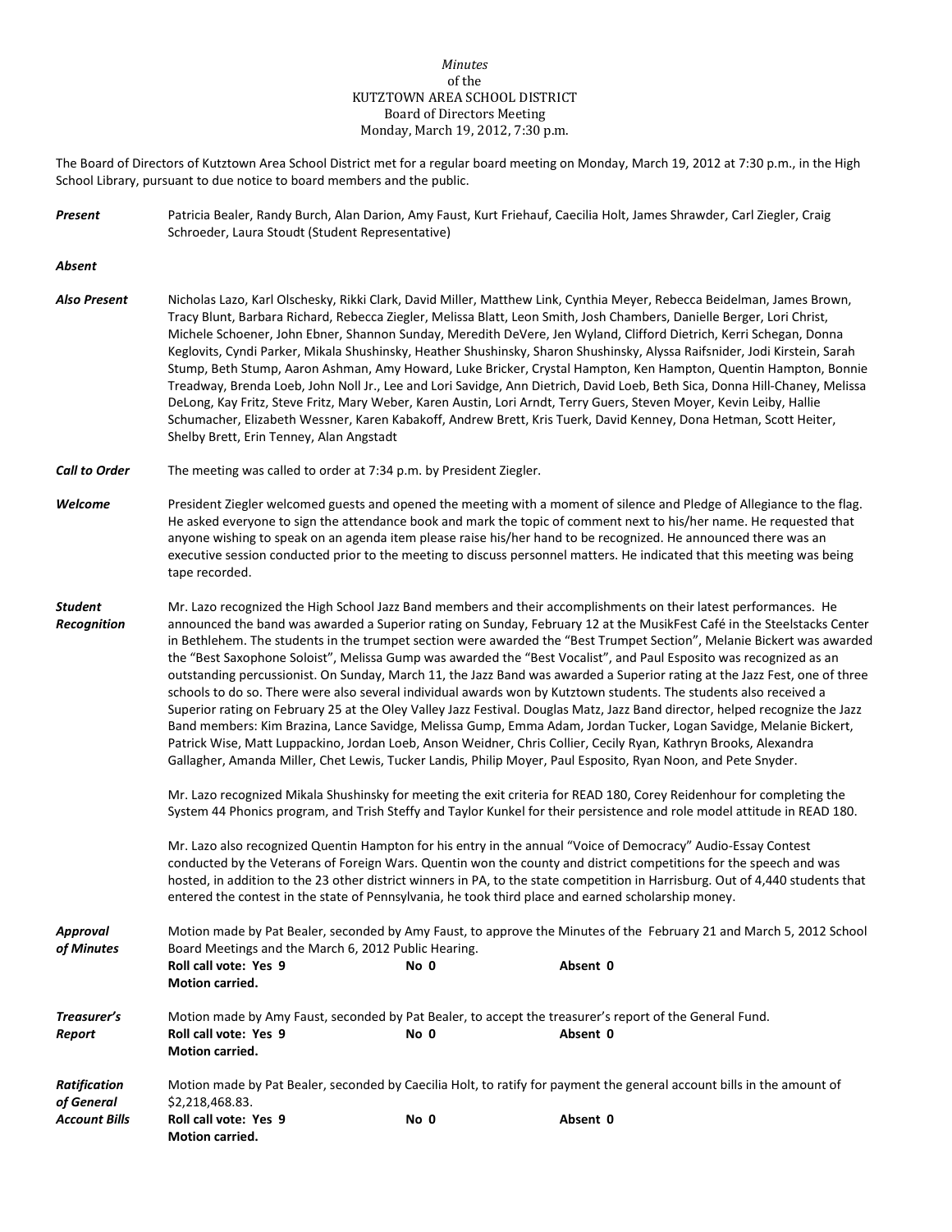*Minutes*
of the
KUTZTOWN AREA SCHOOL DISTRICT
Board of Directors Meeting
Monday, March 19, 2012, 7:30 p.m.

The Board of Directors of Kutztown Area School District met for a regular board meeting on Monday, March 19, 2012 at 7:30 p.m., in the High School Library, pursuant to due notice to board members and the public.

***Present*** Patricia Bealer, Randy Burch, Alan Darion, Amy Faust, Kurt Friehauf, Caecilia Holt, James Shrawder, Carl Ziegler, Craig Schroeder, Laura Stoudt (Student Representative)

***Absent***

***Also Present*** Nicholas Lazo, Karl Olschesky, Rikki Clark, David Miller, Matthew Link, Cynthia Meyer, Rebecca Beidelman, James Brown, Tracy Blunt, Barbara Richard, Rebecca Ziegler, Melissa Blatt, Leon Smith, Josh Chambers, Danielle Berger, Lori Christ, Michele Schoener, John Ebner, Shannon Sunday, Meredith DeVere, Jen Wyland, Clifford Dietrich, Kerri Schegan, Donna Keglovits, Cyndi Parker, Mikala Shushinsky, Heather Shushinsky, Sharon Shushinsky, Alyssa Raifsnider, Jodi Kirstein, Sarah Stump, Beth Stump, Aaron Ashman, Amy Howard, Luke Bricker, Crystal Hampton, Ken Hampton, Quentin Hampton, Bonnie Treadway, Brenda Loeb, John Noll Jr., Lee and Lori Savidge, Ann Dietrich, David Loeb, Beth Sica, Donna Hill-Chaney, Melissa DeLong, Kay Fritz, Steve Fritz, Mary Weber, Karen Austin, Lori Arndt, Terry Guers, Steven Moyer, Kevin Leiby, Hallie Schumacher, Elizabeth Wessner, Karen Kabakoff, Andrew Brett, Kris Tuerk, David Kenney, Dona Hetman, Scott Heiter, Shelby Brett, Erin Tenney, Alan Angstadt

***Call to Order*** The meeting was called to order at 7:34 p.m. by President Ziegler.

***Welcome*** President Ziegler welcomed guests and opened the meeting with a moment of silence and Pledge of Allegiance to the flag. He asked everyone to sign the attendance book and mark the topic of comment next to his/her name. He requested that anyone wishing to speak on an agenda item please raise his/her hand to be recognized. He announced there was an executive session conducted prior to the meeting to discuss personnel matters. He indicated that this meeting was being tape recorded.

***Student Recognition*** Mr. Lazo recognized the High School Jazz Band members and their accomplishments on their latest performances. He announced the band was awarded a Superior rating on Sunday, February 12 at the MusikFest Café in the Steelstacks Center in Bethlehem. The students in the trumpet section were awarded the "Best Trumpet Section", Melanie Bickert was awarded the "Best Saxophone Soloist", Melissa Gump was awarded the "Best Vocalist", and Paul Esposito was recognized as an outstanding percussionist. On Sunday, March 11, the Jazz Band was awarded a Superior rating at the Jazz Fest, one of three schools to do so. There were also several individual awards won by Kutztown students. The students also received a Superior rating on February 25 at the Oley Valley Jazz Festival. Douglas Matz, Jazz Band director, helped recognize the Jazz Band members: Kim Brazina, Lance Savidge, Melissa Gump, Emma Adam, Jordan Tucker, Logan Savidge, Melanie Bickert, Patrick Wise, Matt Luppackino, Jordan Loeb, Anson Weidner, Chris Collier, Cecily Ryan, Kathryn Brooks, Alexandra Gallagher, Amanda Miller, Chet Lewis, Tucker Landis, Philip Moyer, Paul Esposito, Ryan Noon, and Pete Snyder.

Mr. Lazo recognized Mikala Shushinsky for meeting the exit criteria for READ 180, Corey Reidenhour for completing the System 44 Phonics program, and Trish Steffy and Taylor Kunkel for their persistence and role model attitude in READ 180.

Mr. Lazo also recognized Quentin Hampton for his entry in the annual "Voice of Democracy" Audio-Essay Contest conducted by the Veterans of Foreign Wars. Quentin won the county and district competitions for the speech and was hosted, in addition to the 23 other district winners in PA, to the state competition in Harrisburg. Out of 4,440 students that entered the contest in the state of Pennsylvania, he took third place and earned scholarship money.

***Approval of Minutes*** Motion made by Pat Bealer, seconded by Amy Faust, to approve the Minutes of the February 21 and March 5, 2012 School Board Meetings and the March 6, 2012 Public Hearing.
**Roll call vote: Yes 9** **No 0** **Absent 0**
**Motion carried.**

***Treasurer's Report*** Motion made by Amy Faust, seconded by Pat Bealer, to accept the treasurer's report of the General Fund.
**Roll call vote: Yes 9** **No 0** **Absent 0**
**Motion carried.**

***Ratification of General Account Bills*** Motion made by Pat Bealer, seconded by Caecilia Holt, to ratify for payment the general account bills in the amount of $2,218,468.83.
**Roll call vote: Yes 9** **No 0** **Absent 0**
**Motion carried.**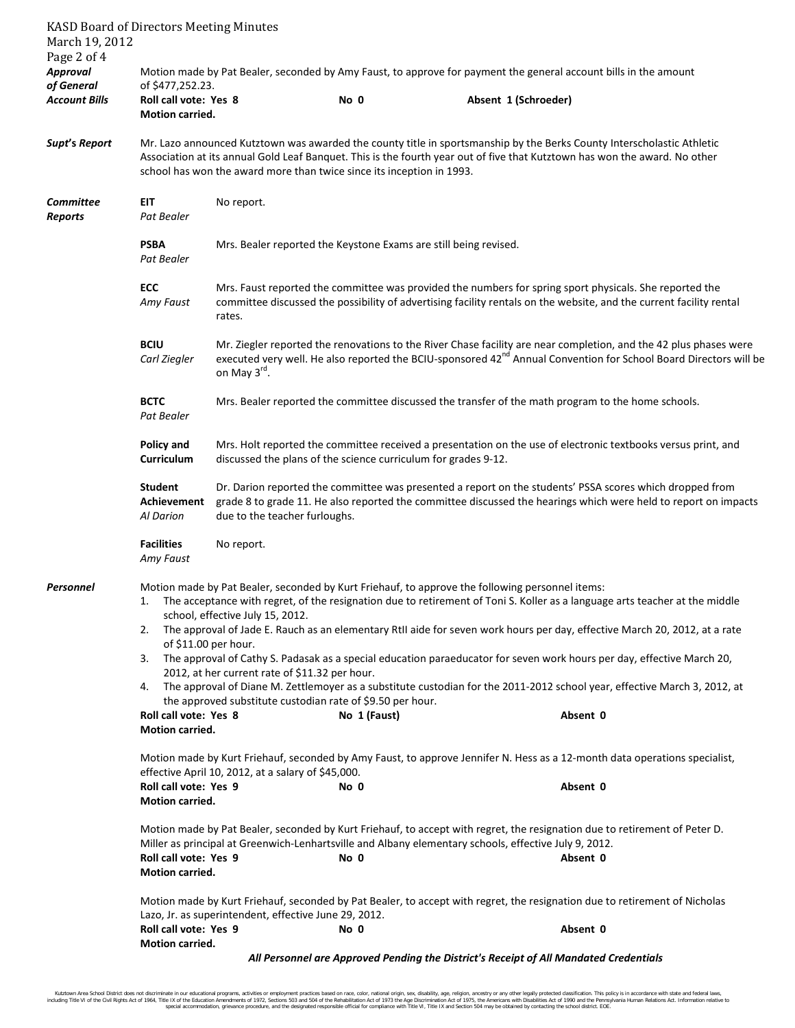**_Approval of General Account Bills_**

Motion made by Pat Bealer, seconded by Amy Faust, to approve for payment the general account bills in the amount of $477,252.23.

**Roll call vote: Yes 8** **No 0** **Absent 1 (Schroeder)**
**Motion carried.**

**_Supt's Report_**

Mr. Lazo announced Kutztown was awarded the county title in sportsmanship by the Berks County Interscholastic Athletic Association at its annual Gold Leaf Banquet. This is the fourth year out of five that Kutztown has won the award. No other school has won the award more than twice since its inception in 1993.

**_Committee Reports_**

**EIT** _Pat Bealer_ — No report.

**PSBA** _Pat Bealer_ — Mrs. Bealer reported the Keystone Exams are still being revised.

**ECC** _Amy Faust_ — Mrs. Faust reported the committee was provided the numbers for spring sport physicals. She reported the committee discussed the possibility of advertising facility rentals on the website, and the current facility rental rates.

**BCIU** _Carl Ziegler_ — Mr. Ziegler reported the renovations to the River Chase facility are near completion, and the 42 plus phases were executed very well. He also reported the BCIU-sponsored 42nd Annual Convention for School Board Directors will be on May 3rd.

**BCTC** _Pat Bealer_ — Mrs. Bealer reported the committee discussed the transfer of the math program to the home schools.

**Policy and Curriculum** — Mrs. Holt reported the committee received a presentation on the use of electronic textbooks versus print, and discussed the plans of the science curriculum for grades 9-12.

**Student Achievement** _Al Darion_ — Dr. Darion reported the committee was presented a report on the students' PSSA scores which dropped from grade 8 to grade 11. He also reported the committee discussed the hearings which were held to report on impacts due to the teacher furloughs.

**Facilities** _Amy Faust_ — No report.

**_Personnel_**

Motion made by Pat Bealer, seconded by Kurt Friehauf, to approve the following personnel items:

1. The acceptance with regret, of the resignation due to retirement of Toni S. Koller as a language arts teacher at the middle school, effective July 15, 2012.
2. The approval of Jade E. Rauch as an elementary RtII aide for seven work hours per day, effective March 20, 2012, at a rate of $11.00 per hour.
3. The approval of Cathy S. Padasak as a special education paraeducator for seven work hours per day, effective March 20, 2012, at her current rate of $11.32 per hour.
4. The approval of Diane M. Zettlemoyer as a substitute custodian for the 2011-2012 school year, effective March 3, 2012, at the approved substitute custodian rate of $9.50 per hour.

**Roll call vote: Yes 8** **No 1 (Faust)** **Absent 0**
**Motion carried.**

Motion made by Kurt Friehauf, seconded by Amy Faust, to approve Jennifer N. Hess as a 12-month data operations specialist, effective April 10, 2012, at a salary of $45,000.

**Roll call vote: Yes 9** **No 0** **Absent 0**
**Motion carried.**

Motion made by Pat Bealer, seconded by Kurt Friehauf, to accept with regret, the resignation due to retirement of Peter D. Miller as principal at Greenwich-Lenhartsville and Albany elementary schools, effective July 9, 2012.

**Roll call vote: Yes 9** **No 0** **Absent 0**
**Motion carried.**

Motion made by Kurt Friehauf, seconded by Pat Bealer, to accept with regret, the resignation due to retirement of Nicholas Lazo, Jr. as superintendent, effective June 29, 2012.

**Roll call vote: Yes 9** **No 0** **Absent 0**
**Motion carried.**

**_All Personnel are Approved Pending the District's Receipt of All Mandated Credentials_**

Kutztown Area School District does not discriminate in our educational programs, activities or employment practices based on race, color, national origin, sex, disability, age, religion, ancestry or any other legally protected classification. This policy is in accordance with state and federal laws, including Title VI of the Civil Rights Act of 1964, Title IX of the Education Amendments of 1972, Sections 503 and 504 of the Rehabilitation Act of 1973 the Age Discrimination Act of 1975, the Americans with Disabilities Act of 1990 and the Pennsylvania Human Relations Act. Information relative to special accommodation, grievance procedure, and the designated responsible official for compliance with Title VI, Title IX and Section 504 may be obtained by contacting the school district. EOE.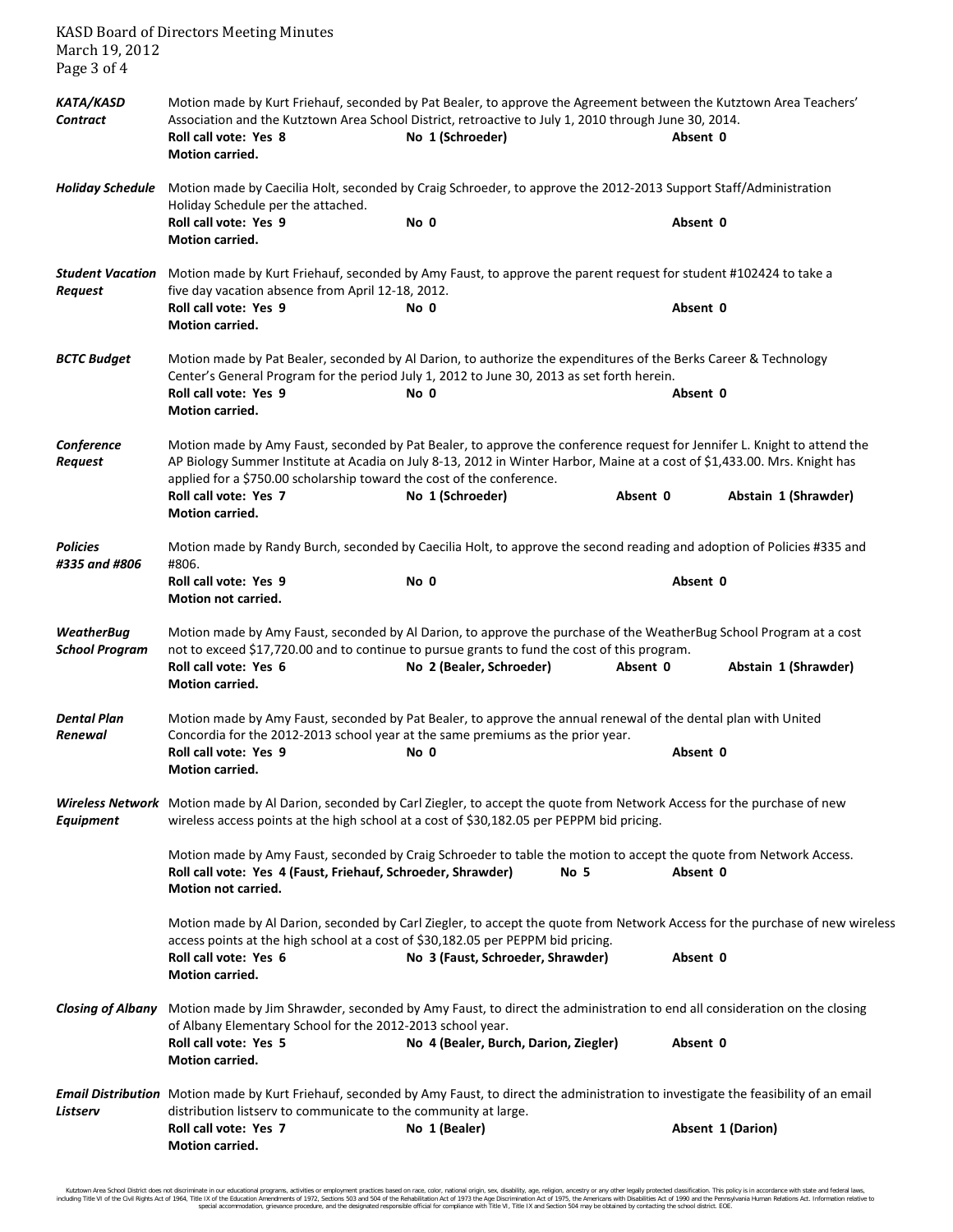***KATA/KASD Contract***

Motion made by Kurt Friehauf, seconded by Pat Bealer, to approve the Agreement between the Kutztown Area Teachers' Association and the Kutztown Area School District, retroactive to July 1, 2010 through June 30, 2014.

**Roll call vote: Yes 8** | **No 1 (Schroeder)** | **Absent 0**

**Motion carried.**

***Holiday Schedule***

Motion made by Caecilia Holt, seconded by Craig Schroeder, to approve the 2012-2013 Support Staff/Administration Holiday Schedule per the attached.

**Roll call vote: Yes 9** | **No 0** | **Absent 0**

**Motion carried.**

***Student Vacation Request***

Motion made by Kurt Friehauf, seconded by Amy Faust, to approve the parent request for student #102424 to take a five day vacation absence from April 12-18, 2012.

**Roll call vote: Yes 9** | **No 0** | **Absent 0**

**Motion carried.**

***BCTC Budget***

Motion made by Pat Bealer, seconded by Al Darion, to authorize the expenditures of the Berks Career & Technology Center's General Program for the period July 1, 2012 to June 30, 2013 as set forth herein.

**Roll call vote: Yes 9** | **No 0** | **Absent 0**

**Motion carried.**

***Conference Request***

Motion made by Amy Faust, seconded by Pat Bealer, to approve the conference request for Jennifer L. Knight to attend the AP Biology Summer Institute at Acadia on July 8-13, 2012 in Winter Harbor, Maine at a cost of $1,433.00. Mrs. Knight has applied for a $750.00 scholarship toward the cost of the conference.

**Roll call vote: Yes 7** | **No 1 (Schroeder)** | **Absent 0** | **Abstain 1 (Shrawder)**

**Motion carried.**

***Policies #335 and #806***

Motion made by Randy Burch, seconded by Caecilia Holt, to approve the second reading and adoption of Policies #335 and #806.

**Roll call vote: Yes 9** | **No 0** | **Absent 0**

**Motion not carried.**

***WeatherBug School Program***

Motion made by Amy Faust, seconded by Al Darion, to approve the purchase of the WeatherBug School Program at a cost not to exceed $17,720.00 and to continue to pursue grants to fund the cost of this program.

**Roll call vote: Yes 6** | **No 2 (Bealer, Schroeder)** | **Absent 0** | **Abstain 1 (Shrawder)**

**Motion carried.**

***Dental Plan Renewal***

Motion made by Amy Faust, seconded by Pat Bealer, to approve the annual renewal of the dental plan with United Concordia for the 2012-2013 school year at the same premiums as the prior year.

**Roll call vote: Yes 9** | **No 0** | **Absent 0**

**Motion carried.**

***Wireless Network Equipment***

Motion made by Al Darion, seconded by Carl Ziegler, to accept the quote from Network Access for the purchase of new wireless access points at the high school at a cost of $30,182.05 per PEPPM bid pricing.

Motion made by Amy Faust, seconded by Craig Schroeder to table the motion to accept the quote from Network Access.

**Roll call vote: Yes 4 (Faust, Friehauf, Schroeder, Shrawder)** | **No 5** | **Absent 0**

**Motion not carried.**

Motion made by Al Darion, seconded by Carl Ziegler, to accept the quote from Network Access for the purchase of new wireless access points at the high school at a cost of $30,182.05 per PEPPM bid pricing.

**Roll call vote: Yes 6** | **No 3 (Faust, Schroeder, Shrawder)** | **Absent 0**

**Motion carried.**

***Closing of Albany***

Motion made by Jim Shrawder, seconded by Amy Faust, to direct the administration to end all consideration on the closing of Albany Elementary School for the 2012-2013 school year.

**Roll call vote: Yes 5** | **No 4 (Bealer, Burch, Darion, Ziegler)** | **Absent 0**

**Motion carried.**

***Email Distribution Listserv***

Motion made by Kurt Friehauf, seconded by Amy Faust, to direct the administration to investigate the feasibility of an email distribution listserv to communicate to the community at large.

**Roll call vote: Yes 7** | **No 1 (Bealer)** | **Absent 1 (Darion)**

**Motion carried.**

Kutztown Area School District does not discriminate in our educational programs, activities or employment practices based on race, color, national origin, sex, disability, age, religion, ancestry or any other legally protected classification. This policy is in accordance with state and federal laws, including Title VI of the Civil Rights Act of 1964, Title IX of the Education Amendments of 1972, Sections 503 and 504 of the Rehabilitation Act of 1973 the Age Discrimination Act of 1975, the Americans with Disabilities Act of 1990 and the Pennsylvania Human Relations Act. Information relative to special accommodation, grievance procedure, and the designated responsible official for compliance with Title VI, Title IX and Section 504 may be obtained by contacting the school district. EOE.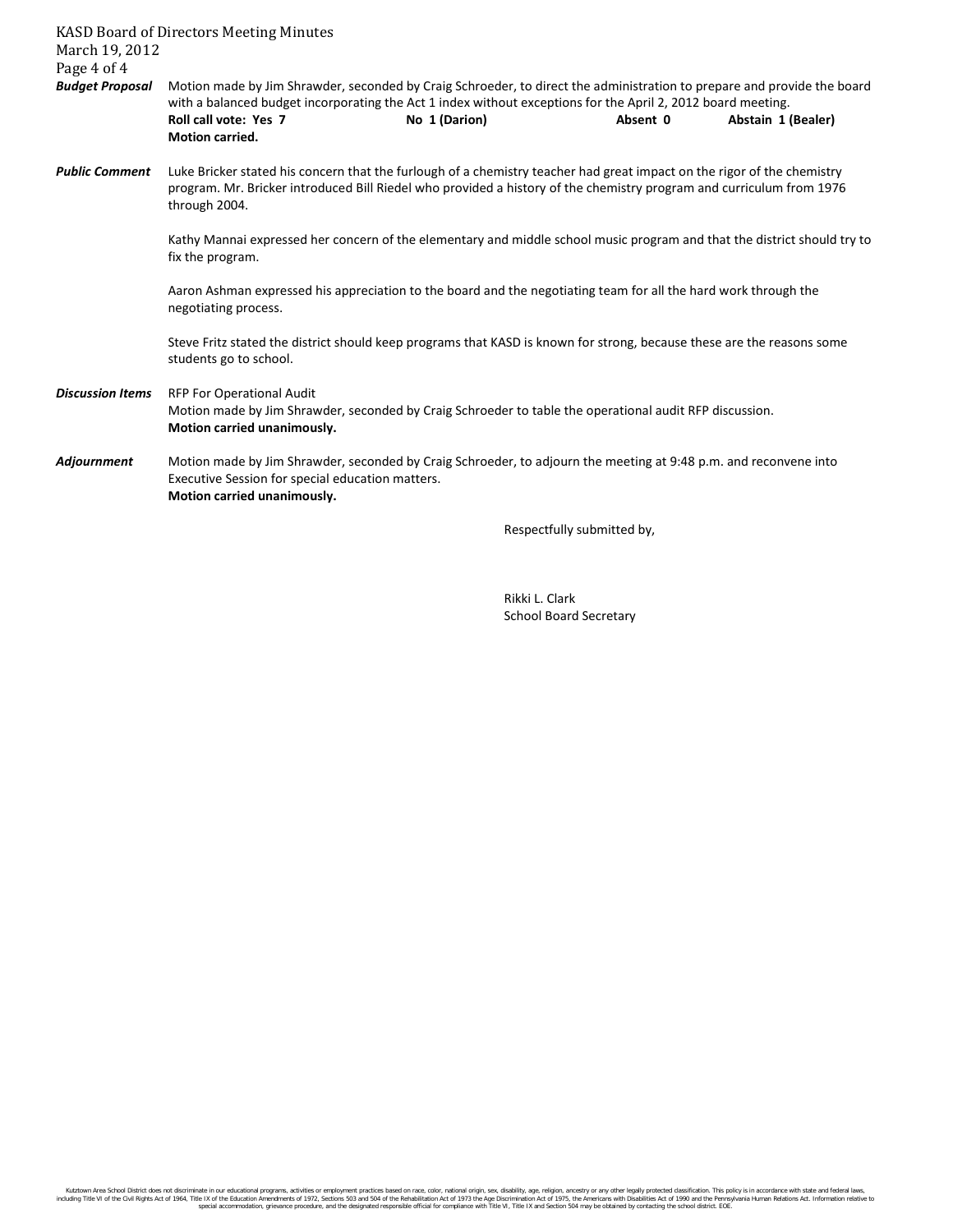***Budget Proposal*** Motion made by Jim Shrawder, seconded by Craig Schroeder, to direct the administration to prepare and provide the board with a balanced budget incorporating the Act 1 index without exceptions for the April 2, 2012 board meeting.

**Roll call vote: Yes 7** **No 1 (Darion)** **Absent 0** **Abstain 1 (Bealer)**

**Motion carried.**

***Public Comment*** Luke Bricker stated his concern that the furlough of a chemistry teacher had great impact on the rigor of the chemistry program. Mr. Bricker introduced Bill Riedel who provided a history of the chemistry program and curriculum from 1976 through 2004.

Kathy Mannai expressed her concern of the elementary and middle school music program and that the district should try to fix the program.

Aaron Ashman expressed his appreciation to the board and the negotiating team for all the hard work through the negotiating process.

Steve Fritz stated the district should keep programs that KASD is known for strong, because these are the reasons some students go to school.

***Discussion Items*** RFP For Operational Audit

Motion made by Jim Shrawder, seconded by Craig Schroeder to table the operational audit RFP discussion.

**Motion carried unanimously.**

***Adjournment*** Motion made by Jim Shrawder, seconded by Craig Schroeder, to adjourn the meeting at 9:48 p.m. and reconvene into Executive Session for special education matters.

**Motion carried unanimously.**

Respectfully submitted by,

Rikki L. Clark
School Board Secretary

Kutztown Area School District does not discriminate in our educational programs, activities or employment practices based on race, color, national origin, sex, disability, age, religion, ancestry or any other legally protected classification. This policy is in accordance with state and federal laws, including Title VI of the Civil Rights Act of 1964, Title IX of the Education Amendments of 1972, Sections 503 and 504 of the Rehabilitation Act of 1973 the Age Discrimination Act of 1975, the Americans with Disabilities Act of 1990 and the Pennsylvania Human Relations Act. Information relative to special accommodation, grievance procedure, and the designated responsible official for compliance with Title VI, Title IX and Section 504 may be obtained by contacting the school district. EOE.